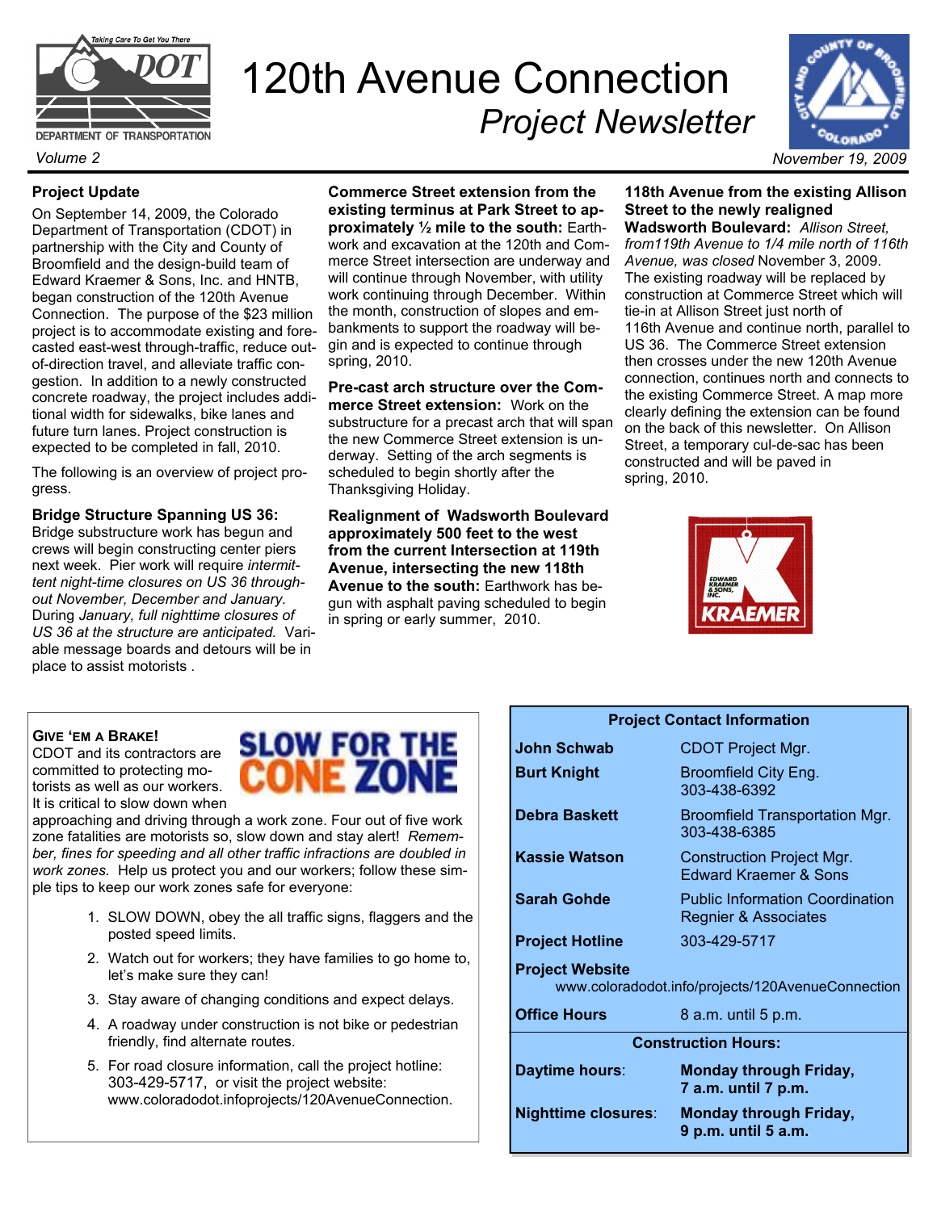# 120th Avenue Connection

## *Project Newsletter*

*Volume 2* — *November 19, 2009*

### Project Update

On September 14, 2009, the Colorado Department of Transportation (CDOT) in partnership with the City and County of Broomfield and the design-build team of Edward Kraemer & Sons, Inc. and HNTB, began construction of the 120th Avenue Connection. The purpose of the $23 million project is to accommodate existing and forecasted east-west through-traffic, reduce out-of-direction travel, and alleviate traffic congestion. In addition to a newly constructed concrete roadway, the project includes additional width for sidewalks, bike lanes and future turn lanes. Project construction is expected to be completed in fall, 2010.

The following is an overview of project progress.

**Bridge Structure Spanning US 36:** Bridge substructure work has begun and crews will begin constructing center piers next week. Pier work will require *intermittent night-time closures on US 36 throughout November, December and January.* During *January, full nighttime closures of US 36 at the structure are anticipated.* Variable message boards and detours will be in place to assist motorists .

**Commerce Street extension from the existing terminus at Park Street to approximately ½ mile to the south:** Earthwork and excavation at the 120th and Commerce Street intersection are underway and will continue through November, with utility work continuing through December. Within the month, construction of slopes and embankments to support the roadway will begin and is expected to continue through spring, 2010.

**Pre-cast arch structure over the Commerce Street extension:** Work on the substructure for a precast arch that will span the new Commerce Street extension is underway. Setting of the arch segments is scheduled to begin shortly after the Thanksgiving Holiday.

**Realignment of Wadsworth Boulevard approximately 500 feet to the west from the current Intersection at 119th Avenue, intersecting the new 118th Avenue to the south:** Earthwork has begun with asphalt paving scheduled to begin in spring or early summer, 2010.

**118th Avenue from the existing Allison Street to the newly realigned Wadsworth Boulevard:** *Allison Street, from119th Avenue to 1/4 mile north of 116th Avenue, was closed* November 3, 2009. The existing roadway will be replaced by construction at Commerce Street which will tie-in at Allison Street just north of 116th Avenue and continue north, parallel to US 36. The Commerce Street extension then crosses under the new 120th Avenue connection, continues north and connects to the existing Commerce Street. A map more clearly defining the extension can be found on the back of this newsletter. On Allison Street, a temporary cul-de-sac has been constructed and will be paved in spring, 2010.

### GIVE 'EM A BRAKE!

**SLOW FOR THE CONE ZONE**

CDOT and its contractors are committed to protecting motorists as well as our workers. It is critical to slow down when approaching and driving through a work zone. Four out of five work zone fatalities are motorists so, slow down and stay alert! *Remember, fines for speeding and all other traffic infractions are doubled in work zones.* Help us protect you and our workers; follow these simple tips to keep our work zones safe for everyone:

1. SLOW DOWN, obey the all traffic signs, flaggers and the posted speed limits.
2. Watch out for workers; they have families to go home to, let's make sure they can!
3. Stay aware of changing conditions and expect delays.
4. A roadway under construction is not bike or pedestrian friendly, find alternate routes.
5. For road closure information, call the project hotline: 303-429-5717, or visit the project website: www.coloradodot.infoprojects/120AvenueConnection.

| Project Contact Information | |
|---|---|
| **John Schwab** | CDOT Project Mgr. |
| **Burt Knight** | Broomfield City Eng. 303-438-6392 |
| **Debra Baskett** | Broomfield Transportation Mgr. 303-438-6385 |
| **Kassie Watson** | Construction Project Mgr. Edward Kraemer & Sons |
| **Sarah Gohde** | Public Information Coordination Regnier & Associates |
| **Project Hotline** | 303-429-5717 |
| **Project Website** | www.coloradodot.info/projects/120AvenueConnection |
| **Office Hours** | 8 a.m. until 5 p.m. |
| **Construction Hours:** | |
| **Daytime hours**: | **Monday through Friday, 7 a.m. until 7 p.m.** |
| **Nighttime closures**: | **Monday through Friday, 9 p.m. until 5 a.m.** |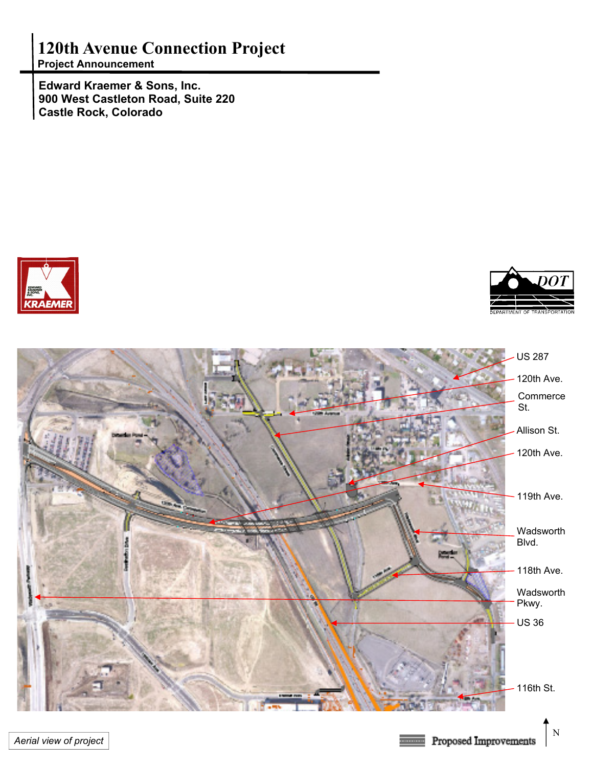# 120th Avenue Connection Project

**Project Announcement**

**Edward Kraemer & Sons, Inc.**
**900 West Castleton Road, Suite 220**
**Castle Rock, Colorado**

KRAEMER

DOT
DEPARTMENT OF TRANSPORTATION

US 287
120th Ave.
Commerce St.
Allison St.
120th Ave.
119th Ave.
Wadsworth Blvd.
118th Ave.
Wadsworth Pkwy.
US 36
116th St.

*Aerial view of project*

Proposed Improvements

N